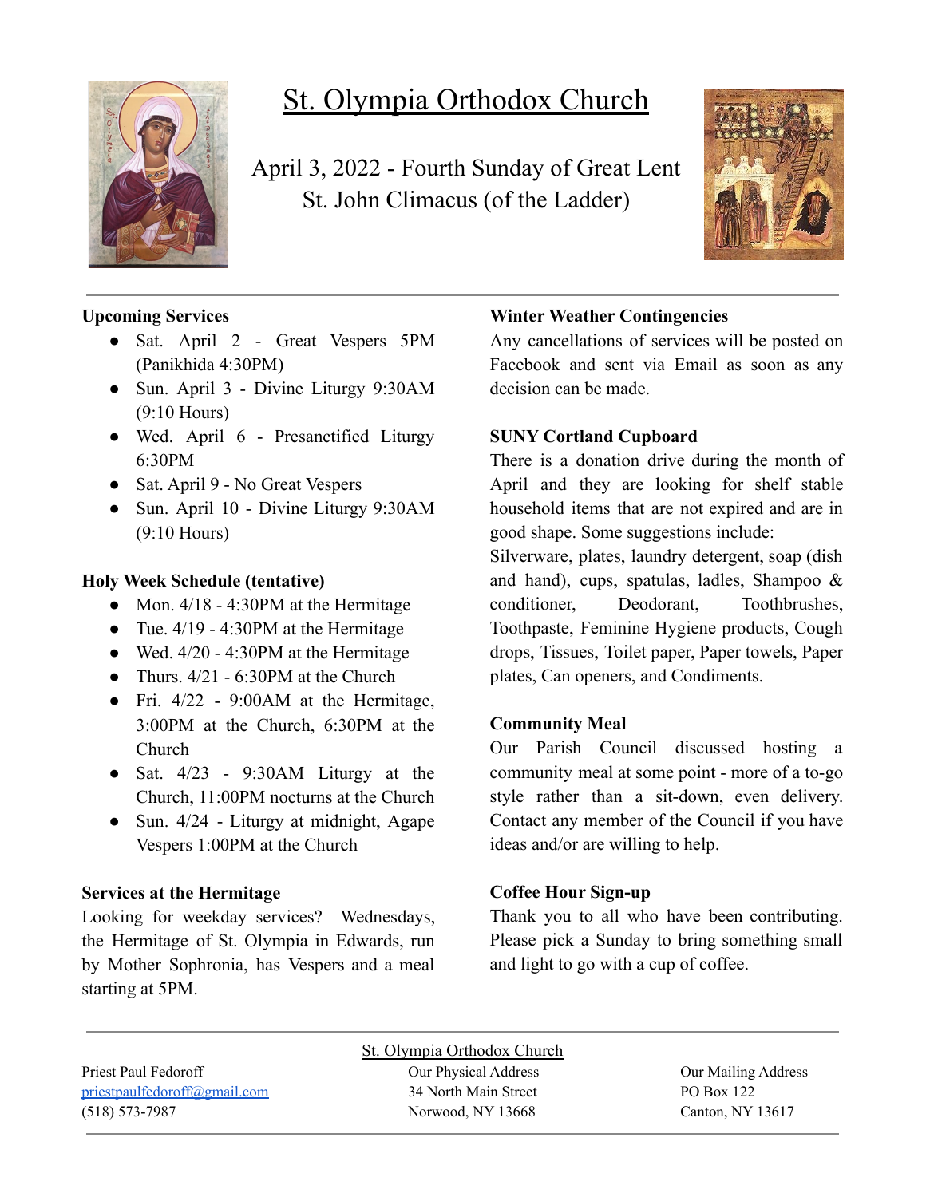# St. Olympia Orthodox Church

April 3, 2022 - Fourth Sunday of Great Lent
St. John Climacus (of the Ladder)

**Upcoming Services**

- Sat. April 2 - Great Vespers 5PM (Panikhida 4:30PM)
- Sun. April 3 - Divine Liturgy 9:30AM (9:10 Hours)
- Wed. April 6 - Presanctified Liturgy 6:30PM
- Sat. April 9 - No Great Vespers
- Sun. April 10 - Divine Liturgy 9:30AM (9:10 Hours)

**Holy Week Schedule (tentative)**

- Mon. 4/18 - 4:30PM at the Hermitage
- Tue. 4/19 - 4:30PM at the Hermitage
- Wed. 4/20 - 4:30PM at the Hermitage
- Thurs. 4/21 - 6:30PM at the Church
- Fri. 4/22 - 9:00AM at the Hermitage, 3:00PM at the Church, 6:30PM at the Church
- Sat. 4/23 - 9:30AM Liturgy at the Church, 11:00PM nocturns at the Church
- Sun. 4/24 - Liturgy at midnight, Agape Vespers 1:00PM at the Church

**Services at the Hermitage**

Looking for weekday services? Wednesdays, the Hermitage of St. Olympia in Edwards, run by Mother Sophronia, has Vespers and a meal starting at 5PM.

**Winter Weather Contingencies**

Any cancellations of services will be posted on Facebook and sent via Email as soon as any decision can be made.

**SUNY Cortland Cupboard**

There is a donation drive during the month of April and they are looking for shelf stable household items that are not expired and are in good shape. Some suggestions include:
Silverware, plates, laundry detergent, soap (dish and hand), cups, spatulas, ladles, Shampoo & conditioner, Deodorant, Toothbrushes, Toothpaste, Feminine Hygiene products, Cough drops, Tissues, Toilet paper, Paper towels, Paper plates, Can openers, and Condiments.

**Community Meal**

Our Parish Council discussed hosting a community meal at some point - more of a to-go style rather than a sit-down, even delivery. Contact any member of the Council if you have ideas and/or are willing to help.

**Coffee Hour Sign-up**

Thank you to all who have been contributing. Please pick a Sunday to bring something small and light to go with a cup of coffee.

---

St. Olympia Orthodox Church

Priest Paul Fedoroff
priestpaulfedoroff@gmail.com
(518) 573-7987

Our Physical Address
34 North Main Street
Norwood, NY 13668

Our Mailing Address
PO Box 122
Canton, NY 13617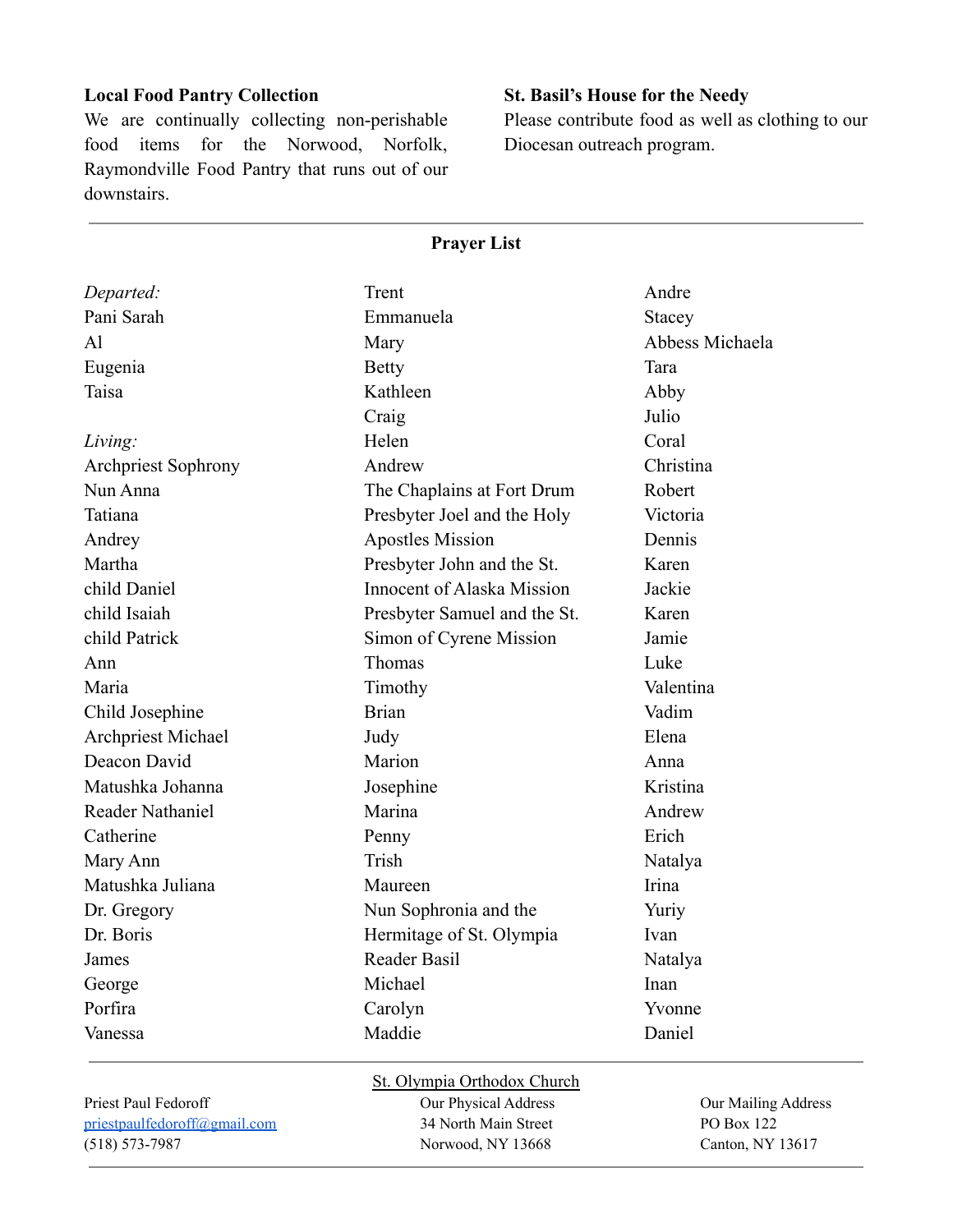**Local Food Pantry Collection**
We are continually collecting non-perishable food items for the Norwood, Norfolk, Raymondville Food Pantry that runs out of our downstairs.

**St. Basil's House for the Needy**
Please contribute food as well as clothing to our Diocesan outreach program.

---

**Prayer List**

*Departed:*
Pani Sarah
Al
Eugenia
Taisa

*Living:*
Archpriest Sophrony
Nun Anna
Tatiana
Andrey
Martha
child Daniel
child Isaiah
child Patrick
Ann
Maria
Child Josephine
Archpriest Michael
Deacon David
Matushka Johanna
Reader Nathaniel
Catherine
Mary Ann
Matushka Juliana
Dr. Gregory
Dr. Boris
James
George
Porfira
Vanessa
Trent
Emmanuela
Mary
Betty
Kathleen
Craig
Helen
Andrew
The Chaplains at Fort Drum
Presbyter Joel and the Holy Apostles Mission
Presbyter John and the St. Innocent of Alaska Mission
Presbyter Samuel and the St. Simon of Cyrene Mission
Thomas
Timothy
Brian
Judy
Marion
Josephine
Marina
Penny
Trish
Maureen
Nun Sophronia and the Hermitage of St. Olympia
Reader Basil
Michael
Carolyn
Maddie
Andre
Stacey
Abbess Michaela
Tara
Abby
Julio
Coral
Christina
Robert
Victoria
Dennis
Karen
Jackie
Karen
Jamie
Luke
Valentina
Vadim
Elena
Anna
Kristina
Andrew
Erich
Natalya
Irina
Yuriy
Ivan
Natalya
Inan
Yvonne
Daniel

---

St. Olympia Orthodox Church

Priest Paul Fedoroff
priestpaulfedoroff@gmail.com
(518) 573-7987

Our Physical Address
34 North Main Street
Norwood, NY 13668

Our Mailing Address
PO Box 122
Canton, NY 13617